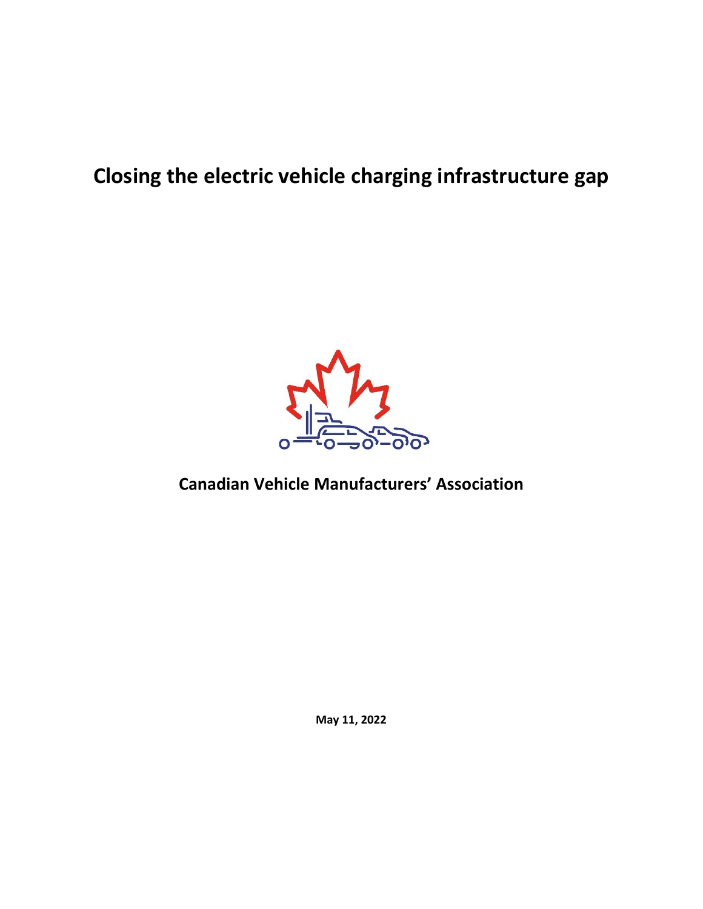# Closing the electric vehicle charging infrastructure gap

**Canadian Vehicle Manufacturers' Association**

**May 11, 2022**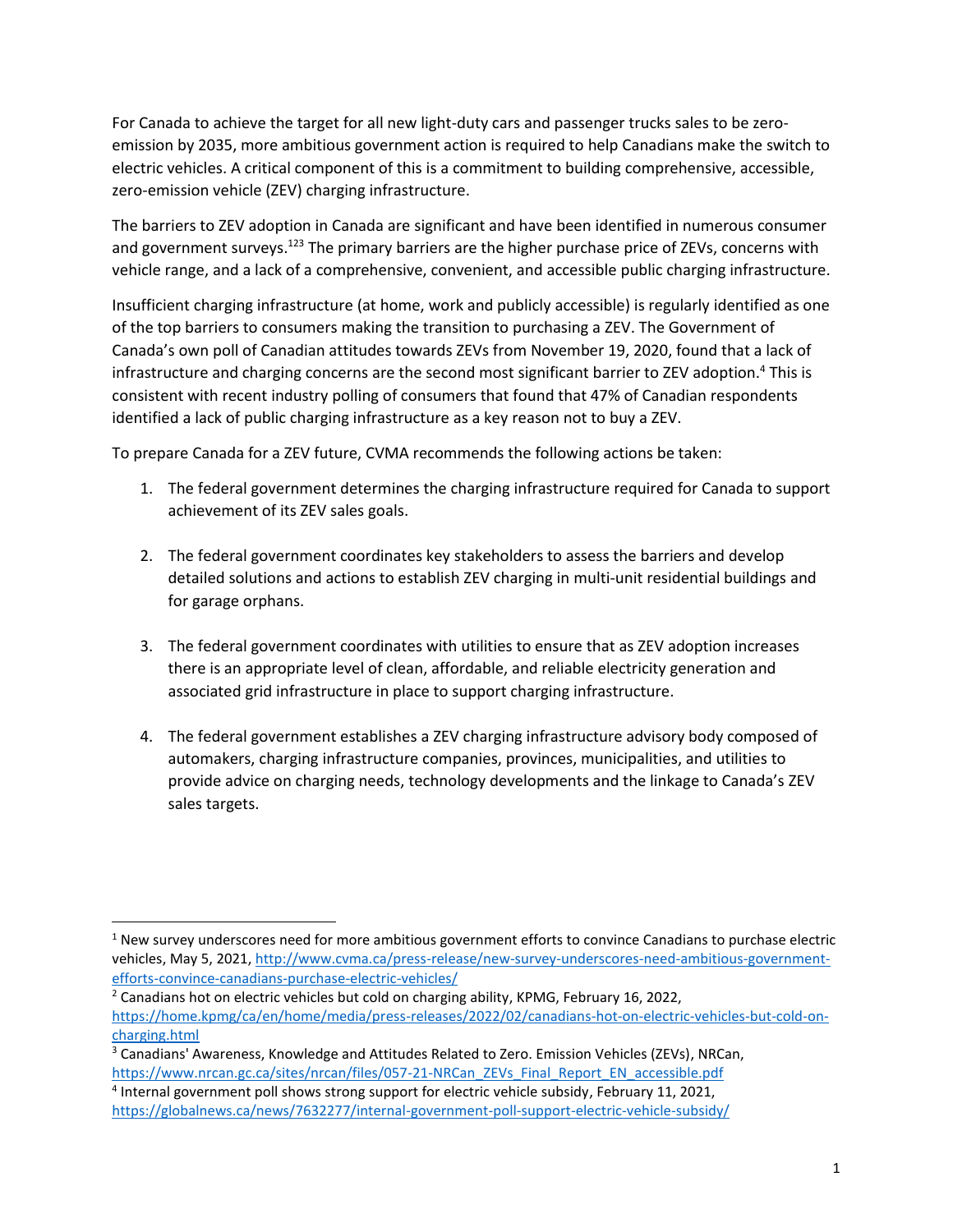For Canada to achieve the target for all new light-duty cars and passenger trucks sales to be zero-emission by 2035, more ambitious government action is required to help Canadians make the switch to electric vehicles. A critical component of this is a commitment to building comprehensive, accessible, zero-emission vehicle (ZEV) charging infrastructure.

The barriers to ZEV adoption in Canada are significant and have been identified in numerous consumer and government surveys.[1,2,3] The primary barriers are the higher purchase price of ZEVs, concerns with vehicle range, and a lack of a comprehensive, convenient, and accessible public charging infrastructure.

Insufficient charging infrastructure (at home, work and publicly accessible) is regularly identified as one of the top barriers to consumers making the transition to purchasing a ZEV. The Government of Canada's own poll of Canadian attitudes towards ZEVs from November 19, 2020, found that a lack of infrastructure and charging concerns are the second most significant barrier to ZEV adoption.[4] This is consistent with recent industry polling of consumers that found that 47% of Canadian respondents identified a lack of public charging infrastructure as a key reason not to buy a ZEV.

To prepare Canada for a ZEV future, CVMA recommends the following actions be taken:

1. The federal government determines the charging infrastructure required for Canada to support achievement of its ZEV sales goals.

2. The federal government coordinates key stakeholders to assess the barriers and develop detailed solutions and actions to establish ZEV charging in multi-unit residential buildings and for garage orphans.

3. The federal government coordinates with utilities to ensure that as ZEV adoption increases there is an appropriate level of clean, affordable, and reliable electricity generation and associated grid infrastructure in place to support charging infrastructure.

4. The federal government establishes a ZEV charging infrastructure advisory body composed of automakers, charging infrastructure companies, provinces, municipalities, and utilities to provide advice on charging needs, technology developments and the linkage to Canada's ZEV sales targets.

---

[1] New survey underscores need for more ambitious government efforts to convince Canadians to purchase electric vehicles, May 5, 2021, http://www.cvma.ca/press-release/new-survey-underscores-need-ambitious-government-efforts-convince-canadians-purchase-electric-vehicles/

[2] Canadians hot on electric vehicles but cold on charging ability, KPMG, February 16, 2022, https://home.kpmg/ca/en/home/media/press-releases/2022/02/canadians-hot-on-electric-vehicles-but-cold-on-charging.html

[3] Canadians' Awareness, Knowledge and Attitudes Related to Zero. Emission Vehicles (ZEVs), NRCan, https://www.nrcan.gc.ca/sites/nrcan/files/057-21-NRCan_ZEVs_Final_Report_EN_accessible.pdf

[4] Internal government poll shows strong support for electric vehicle subsidy, February 11, 2021, https://globalnews.ca/news/7632277/internal-government-poll-support-electric-vehicle-subsidy/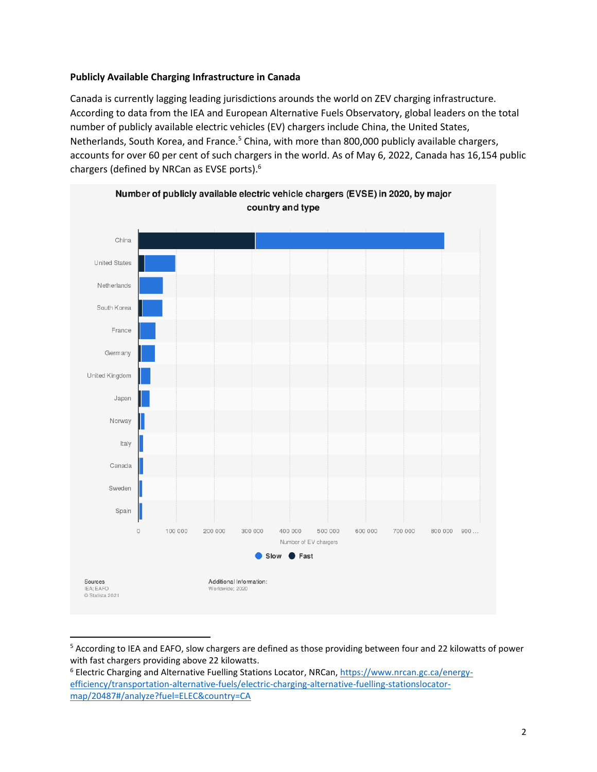**Publicly Available Charging Infrastructure in Canada**

Canada is currently lagging leading jurisdictions arounds the world on ZEV charging infrastructure. According to data from the IEA and European Alternative Fuels Observatory, global leaders on the total number of publicly available electric vehicles (EV) chargers include China, the United States, Netherlands, South Korea, and France.[5] China, with more than 800,000 publicly available chargers, accounts for over 60 per cent of such chargers in the world. As of May 6, 2022, Canada has 16,154 public chargers (defined by NRCan as EVSE ports).[6]

Number of publicly available electric vehicle chargers (EVSE) in 2020, by major country and type

China, United States, Netherlands, South Korea, France, Germany, United Kingdom, Japan, Norway, Italy, Canada, Sweden, Spain

0, 100 000, 200 000, 300 000, 400 000, 500 000, 600 000, 700 000, 800 000, 900 …

Number of EV chargers

Slow, Fast

Sources
IEA; EAFO
© Statista 2021

Additional Information:
Worldwide; 2020

---

[5] According to IEA and EAFO, slow chargers are defined as those providing between four and 22 kilowatts of power with fast chargers providing above 22 kilowatts.

[6] Electric Charging and Alternative Fuelling Stations Locator, NRCan, https://www.nrcan.gc.ca/energy-efficiency/transportation-alternative-fuels/electric-charging-alternative-fuelling-stationslocator-map/20487#/analyze?fuel=ELEC&country=CA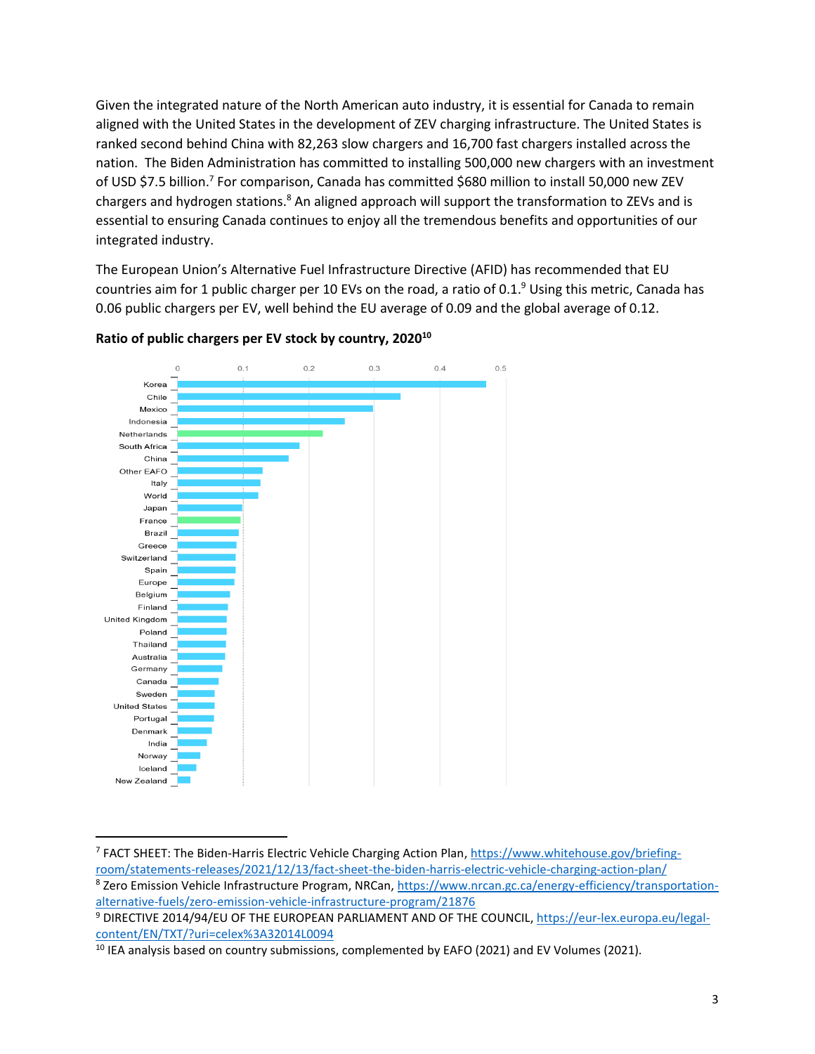Given the integrated nature of the North American auto industry, it is essential for Canada to remain aligned with the United States in the development of ZEV charging infrastructure. The United States is ranked second behind China with 82,263 slow chargers and 16,700 fast chargers installed across the nation. The Biden Administration has committed to installing 500,000 new chargers with an investment of USD $7.5 billion.[7] For comparison, Canada has committed $680 million to install 50,000 new ZEV chargers and hydrogen stations.[8] An aligned approach will support the transformation to ZEVs and is essential to ensuring Canada continues to enjoy all the tremendous benefits and opportunities of our integrated industry.

The European Union's Alternative Fuel Infrastructure Directive (AFID) has recommended that EU countries aim for 1 public charger per 10 EVs on the road, a ratio of 0.1.[9] Using this metric, Canada has 0.06 public chargers per EV, well behind the EU average of 0.09 and the global average of 0.12.

**Ratio of public chargers per EV stock by country, 2020**[10]

Korea, Chile, Mexico, Indonesia, Netherlands, South Africa, China, Other EAFO, Italy, World, Japan, France, Brazil, Greece, Switzerland, Spain, Europe, Belgium, Finland, United Kingdom, Poland, Thailand, Australia, Germany, Canada, Sweden, United States, Portugal, Denmark, India, Norway, Iceland, New Zealand

0 0.1 0.2 0.3 0.4 0.5

---

[7] FACT SHEET: The Biden-Harris Electric Vehicle Charging Action Plan, https://www.whitehouse.gov/briefing-room/statements-releases/2021/12/13/fact-sheet-the-biden-harris-electric-vehicle-charging-action-plan/

[8] Zero Emission Vehicle Infrastructure Program, NRCan, https://www.nrcan.gc.ca/energy-efficiency/transportation-alternative-fuels/zero-emission-vehicle-infrastructure-program/21876

[9] DIRECTIVE 2014/94/EU OF THE EUROPEAN PARLIAMENT AND OF THE COUNCIL, https://eur-lex.europa.eu/legal-content/EN/TXT/?uri=celex%3A32014L0094

[10] IEA analysis based on country submissions, complemented by EAFO (2021) and EV Volumes (2021).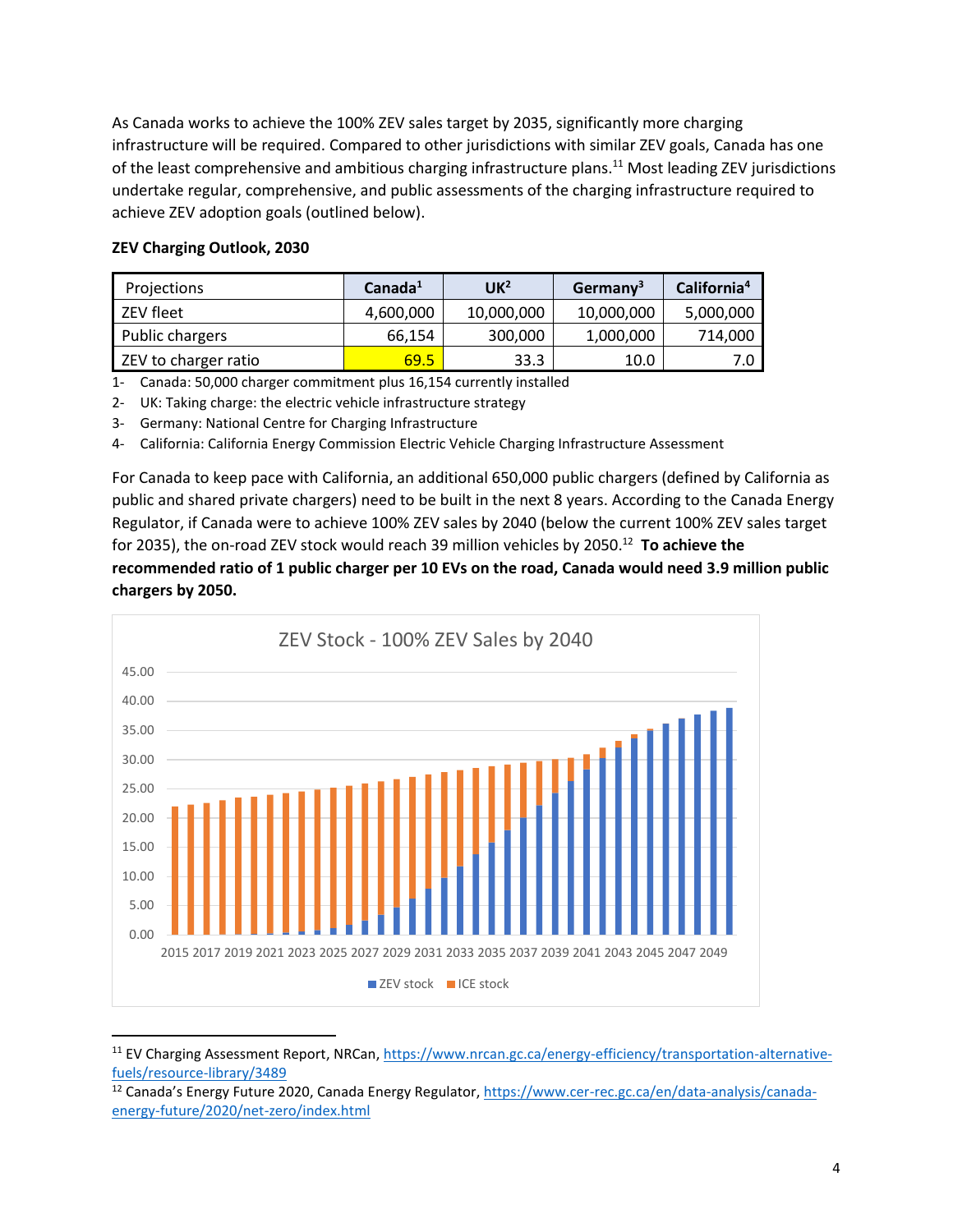As Canada works to achieve the 100% ZEV sales target by 2035, significantly more charging infrastructure will be required. Compared to other jurisdictions with similar ZEV goals, Canada has one of the least comprehensive and ambitious charging infrastructure plans.[11] Most leading ZEV jurisdictions undertake regular, comprehensive, and public assessments of the charging infrastructure required to achieve ZEV adoption goals (outlined below).

**ZEV Charging Outlook, 2030**

| Projections | Canada[1] | UK[2] | Germany[3] | California[4] |
|---|---|---|---|---|
| ZEV fleet | 4,600,000 | 10,000,000 | 10,000,000 | 5,000,000 |
| Public chargers | 66,154 | 300,000 | 1,000,000 | 714,000 |
| ZEV to charger ratio | 69.5 | 33.3 | 10.0 | 7.0 |

1- Canada: 50,000 charger commitment plus 16,154 currently installed
2- UK: Taking charge: the electric vehicle infrastructure strategy
3- Germany: National Centre for Charging Infrastructure
4- California: California Energy Commission Electric Vehicle Charging Infrastructure Assessment

For Canada to keep pace with California, an additional 650,000 public chargers (defined by California as public and shared private chargers) need to be built in the next 8 years. According to the Canada Energy Regulator, if Canada were to achieve 100% ZEV sales by 2040 (below the current 100% ZEV sales target for 2035), the on-road ZEV stock would reach 39 million vehicles by 2050.[12] **To achieve the recommended ratio of 1 public charger per 10 EVs on the road, Canada would need 3.9 million public chargers by 2050.**

ZEV Stock - 100% ZEV Sales by 2040

---

[11] EV Charging Assessment Report, NRCan, https://www.nrcan.gc.ca/energy-efficiency/transportation-alternative-fuels/resource-library/3489

[12] Canada's Energy Future 2020, Canada Energy Regulator, https://www.cer-rec.gc.ca/en/data-analysis/canada-energy-future/2020/net-zero/index.html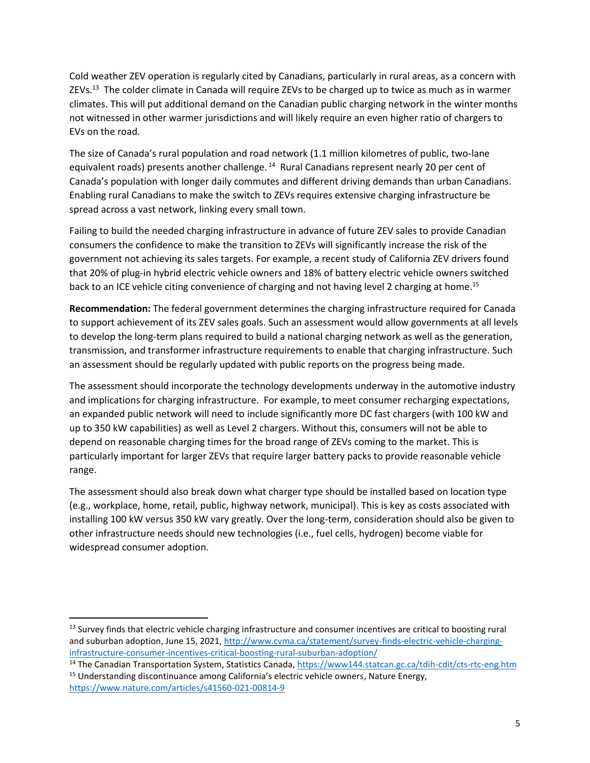Cold weather ZEV operation is regularly cited by Canadians, particularly in rural areas, as a concern with ZEVs.[13] The colder climate in Canada will require ZEVs to be charged up to twice as much as in warmer climates. This will put additional demand on the Canadian public charging network in the winter months not witnessed in other warmer jurisdictions and will likely require an even higher ratio of chargers to EVs on the road.

The size of Canada's rural population and road network (1.1 million kilometres of public, two-lane equivalent roads) presents another challenge.[14] Rural Canadians represent nearly 20 per cent of Canada's population with longer daily commutes and different driving demands than urban Canadians. Enabling rural Canadians to make the switch to ZEVs requires extensive charging infrastructure be spread across a vast network, linking every small town.

Failing to build the needed charging infrastructure in advance of future ZEV sales to provide Canadian consumers the confidence to make the transition to ZEVs will significantly increase the risk of the government not achieving its sales targets. For example, a recent study of California ZEV drivers found that 20% of plug-in hybrid electric vehicle owners and 18% of battery electric vehicle owners switched back to an ICE vehicle citing convenience of charging and not having level 2 charging at home.[15]

**Recommendation:** The federal government determines the charging infrastructure required for Canada to support achievement of its ZEV sales goals. Such an assessment would allow governments at all levels to develop the long-term plans required to build a national charging network as well as the generation, transmission, and transformer infrastructure requirements to enable that charging infrastructure. Such an assessment should be regularly updated with public reports on the progress being made.

The assessment should incorporate the technology developments underway in the automotive industry and implications for charging infrastructure. For example, to meet consumer recharging expectations, an expanded public network will need to include significantly more DC fast chargers (with 100 kW and up to 350 kW capabilities) as well as Level 2 chargers. Without this, consumers will not be able to depend on reasonable charging times for the broad range of ZEVs coming to the market. This is particularly important for larger ZEVs that require larger battery packs to provide reasonable vehicle range.

The assessment should also break down what charger type should be installed based on location type (e.g., workplace, home, retail, public, highway network, municipal). This is key as costs associated with installing 100 kW versus 350 kW vary greatly. Over the long-term, consideration should also be given to other infrastructure needs should new technologies (i.e., fuel cells, hydrogen) become viable for widespread consumer adoption.

---

[13] Survey finds that electric vehicle charging infrastructure and consumer incentives are critical to boosting rural and suburban adoption, June 15, 2021, http://www.cvma.ca/statement/survey-finds-electric-vehicle-charging-infrastructure-consumer-incentives-critical-boosting-rural-suburban-adoption/

[14] The Canadian Transportation System, Statistics Canada, https://www144.statcan.gc.ca/tdih-cdit/cts-rtc-eng.htm

[15] Understanding discontinuance among California's electric vehicle owners, Nature Energy, https://www.nature.com/articles/s41560-021-00814-9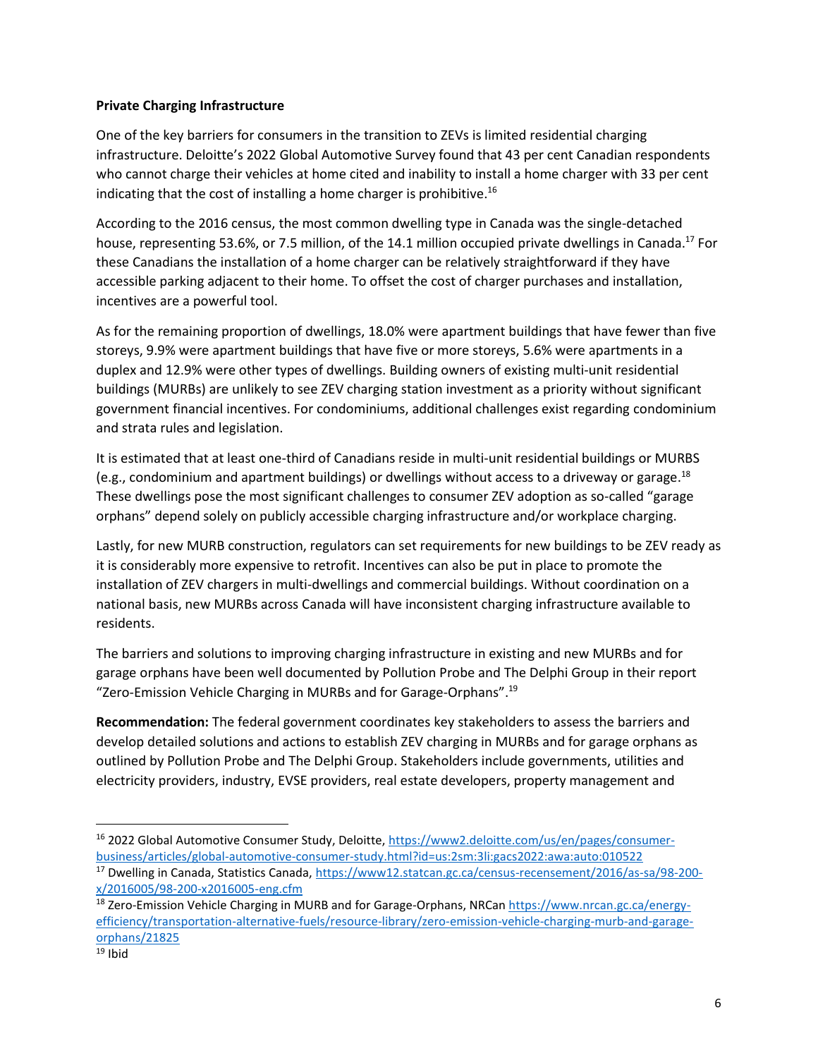**Private Charging Infrastructure**

One of the key barriers for consumers in the transition to ZEVs is limited residential charging infrastructure. Deloitte's 2022 Global Automotive Survey found that 43 per cent Canadian respondents who cannot charge their vehicles at home cited and inability to install a home charger with 33 per cent indicating that the cost of installing a home charger is prohibitive.[16]

According to the 2016 census, the most common dwelling type in Canada was the single-detached house, representing 53.6%, or 7.5 million, of the 14.1 million occupied private dwellings in Canada.[17] For these Canadians the installation of a home charger can be relatively straightforward if they have accessible parking adjacent to their home. To offset the cost of charger purchases and installation, incentives are a powerful tool.

As for the remaining proportion of dwellings, 18.0% were apartment buildings that have fewer than five storeys, 9.9% were apartment buildings that have five or more storeys, 5.6% were apartments in a duplex and 12.9% were other types of dwellings. Building owners of existing multi-unit residential buildings (MURBs) are unlikely to see ZEV charging station investment as a priority without significant government financial incentives. For condominiums, additional challenges exist regarding condominium and strata rules and legislation.

It is estimated that at least one-third of Canadians reside in multi-unit residential buildings or MURBS (e.g., condominium and apartment buildings) or dwellings without access to a driveway or garage.[18] These dwellings pose the most significant challenges to consumer ZEV adoption as so-called "garage orphans" depend solely on publicly accessible charging infrastructure and/or workplace charging.

Lastly, for new MURB construction, regulators can set requirements for new buildings to be ZEV ready as it is considerably more expensive to retrofit. Incentives can also be put in place to promote the installation of ZEV chargers in multi-dwellings and commercial buildings. Without coordination on a national basis, new MURBs across Canada will have inconsistent charging infrastructure available to residents.

The barriers and solutions to improving charging infrastructure in existing and new MURBs and for garage orphans have been well documented by Pollution Probe and The Delphi Group in their report "Zero-Emission Vehicle Charging in MURBs and for Garage-Orphans".[19]

**Recommendation:** The federal government coordinates key stakeholders to assess the barriers and develop detailed solutions and actions to establish ZEV charging in MURBs and for garage orphans as outlined by Pollution Probe and The Delphi Group. Stakeholders include governments, utilities and electricity providers, industry, EVSE providers, real estate developers, property management and

---

[16] 2022 Global Automotive Consumer Study, Deloitte, https://www2.deloitte.com/us/en/pages/consumer-business/articles/global-automotive-consumer-study.html?id=us:2sm:3li:gacs2022:awa:auto:010522

[17] Dwelling in Canada, Statistics Canada, https://www12.statcan.gc.ca/census-recensement/2016/as-sa/98-200-x/2016005/98-200-x2016005-eng.cfm

[18] Zero-Emission Vehicle Charging in MURB and for Garage-Orphans, NRCan https://www.nrcan.gc.ca/energy-efficiency/transportation-alternative-fuels/resource-library/zero-emission-vehicle-charging-murb-and-garage-orphans/21825

[19] Ibid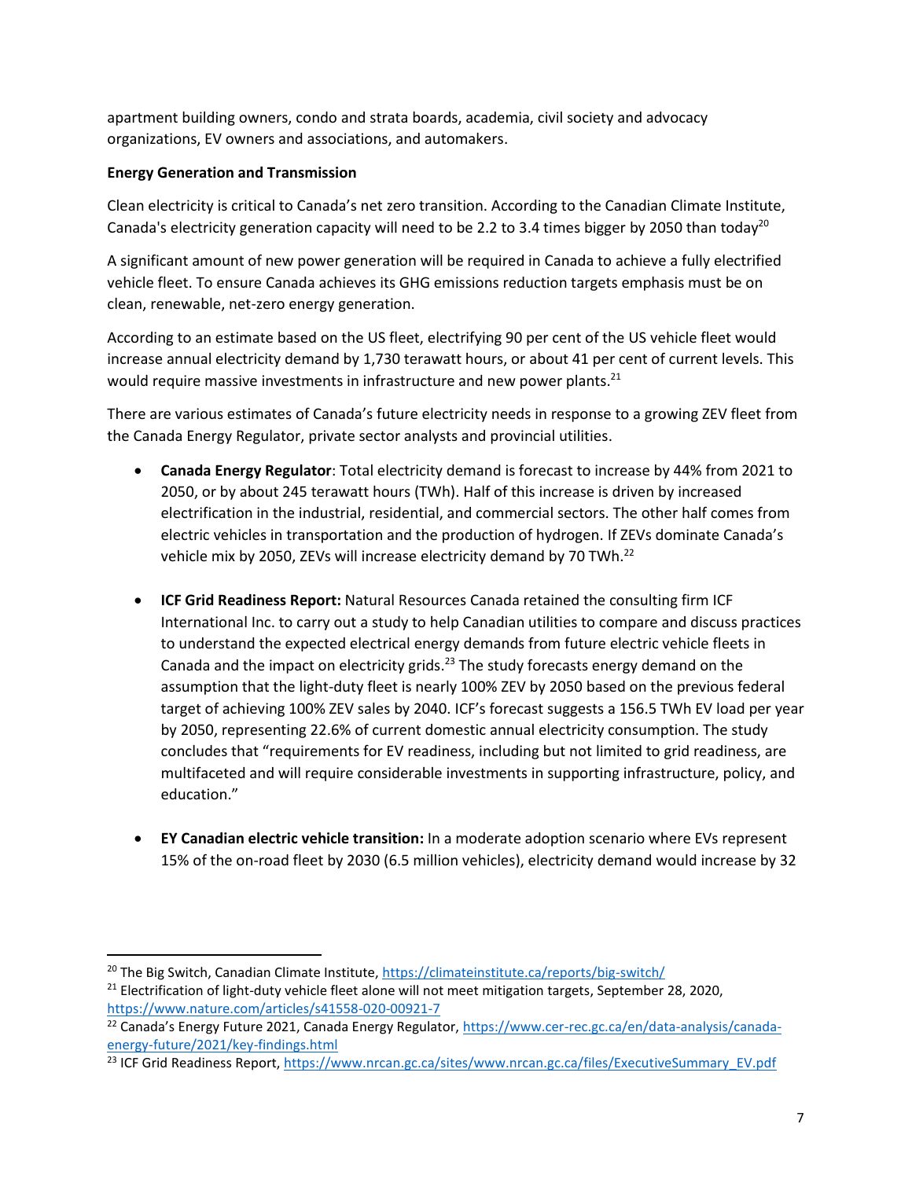apartment building owners, condo and strata boards, academia, civil society and advocacy organizations, EV owners and associations, and automakers.

**Energy Generation and Transmission**

Clean electricity is critical to Canada's net zero transition. According to the Canadian Climate Institute, Canada's electricity generation capacity will need to be 2.2 to 3.4 times bigger by 2050 than today[20]

A significant amount of new power generation will be required in Canada to achieve a fully electrified vehicle fleet. To ensure Canada achieves its GHG emissions reduction targets emphasis must be on clean, renewable, net-zero energy generation.

According to an estimate based on the US fleet, electrifying 90 per cent of the US vehicle fleet would increase annual electricity demand by 1,730 terawatt hours, or about 41 per cent of current levels. This would require massive investments in infrastructure and new power plants.[21]

There are various estimates of Canada's future electricity needs in response to a growing ZEV fleet from the Canada Energy Regulator, private sector analysts and provincial utilities.

- **Canada Energy Regulator**: Total electricity demand is forecast to increase by 44% from 2021 to 2050, or by about 245 terawatt hours (TWh). Half of this increase is driven by increased electrification in the industrial, residential, and commercial sectors. The other half comes from electric vehicles in transportation and the production of hydrogen. If ZEVs dominate Canada's vehicle mix by 2050, ZEVs will increase electricity demand by 70 TWh.[22]

- **ICF Grid Readiness Report:** Natural Resources Canada retained the consulting firm ICF International Inc. to carry out a study to help Canadian utilities to compare and discuss practices to understand the expected electrical energy demands from future electric vehicle fleets in Canada and the impact on electricity grids.[23] The study forecasts energy demand on the assumption that the light-duty fleet is nearly 100% ZEV by 2050 based on the previous federal target of achieving 100% ZEV sales by 2040. ICF's forecast suggests a 156.5 TWh EV load per year by 2050, representing 22.6% of current domestic annual electricity consumption. The study concludes that "requirements for EV readiness, including but not limited to grid readiness, are multifaceted and will require considerable investments in supporting infrastructure, policy, and education."

- **EY Canadian electric vehicle transition:** In a moderate adoption scenario where EVs represent 15% of the on-road fleet by 2030 (6.5 million vehicles), electricity demand would increase by 32

---

[20] The Big Switch, Canadian Climate Institute, https://climateinstitute.ca/reports/big-switch/

[21] Electrification of light-duty vehicle fleet alone will not meet mitigation targets, September 28, 2020, https://www.nature.com/articles/s41558-020-00921-7

[22] Canada's Energy Future 2021, Canada Energy Regulator, https://www.cer-rec.gc.ca/en/data-analysis/canada-energy-future/2021/key-findings.html

[23] ICF Grid Readiness Report, https://www.nrcan.gc.ca/sites/www.nrcan.gc.ca/files/ExecutiveSummary_EV.pdf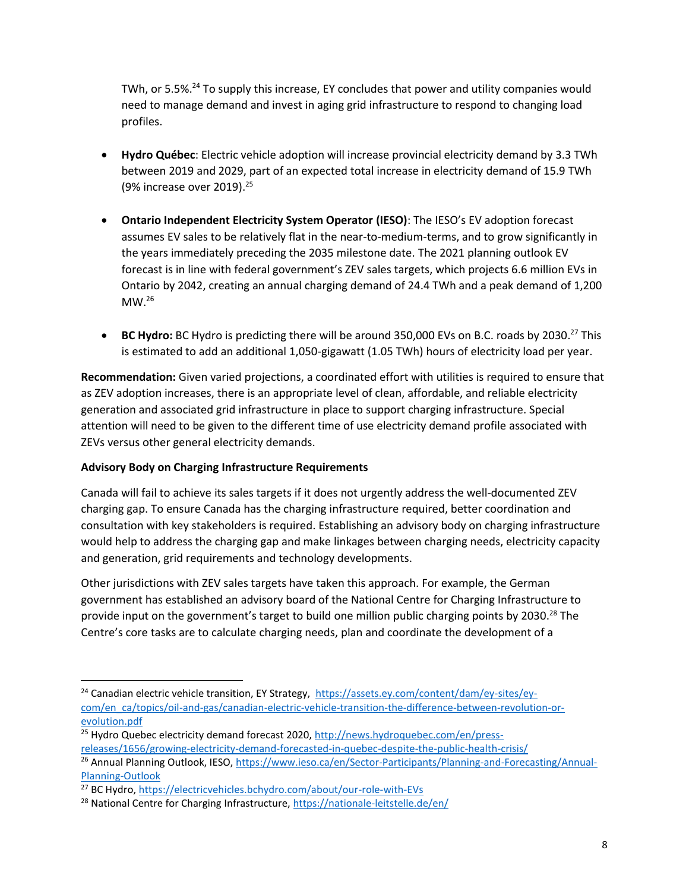TWh, or 5.5%.[24] To supply this increase, EY concludes that power and utility companies would need to manage demand and invest in aging grid infrastructure to respond to changing load profiles.

- **Hydro Québec**: Electric vehicle adoption will increase provincial electricity demand by 3.3 TWh between 2019 and 2029, part of an expected total increase in electricity demand of 15.9 TWh (9% increase over 2019).[25]

- **Ontario Independent Electricity System Operator (IESO)**: The IESO's EV adoption forecast assumes EV sales to be relatively flat in the near-to-medium-terms, and to grow significantly in the years immediately preceding the 2035 milestone date. The 2021 planning outlook EV forecast is in line with federal government's ZEV sales targets, which projects 6.6 million EVs in Ontario by 2042, creating an annual charging demand of 24.4 TWh and a peak demand of 1,200 MW.[26]

- **BC Hydro:** BC Hydro is predicting there will be around 350,000 EVs on B.C. roads by 2030.[27] This is estimated to add an additional 1,050-gigawatt (1.05 TWh) hours of electricity load per year.

**Recommendation:** Given varied projections, a coordinated effort with utilities is required to ensure that as ZEV adoption increases, there is an appropriate level of clean, affordable, and reliable electricity generation and associated grid infrastructure in place to support charging infrastructure. Special attention will need to be given to the different time of use electricity demand profile associated with ZEVs versus other general electricity demands.

**Advisory Body on Charging Infrastructure Requirements**

Canada will fail to achieve its sales targets if it does not urgently address the well-documented ZEV charging gap. To ensure Canada has the charging infrastructure required, better coordination and consultation with key stakeholders is required. Establishing an advisory body on charging infrastructure would help to address the charging gap and make linkages between charging needs, electricity capacity and generation, grid requirements and technology developments.

Other jurisdictions with ZEV sales targets have taken this approach. For example, the German government has established an advisory board of the National Centre for Charging Infrastructure to provide input on the government's target to build one million public charging points by 2030.[28] The Centre's core tasks are to calculate charging needs, plan and coordinate the development of a

---

[24] Canadian electric vehicle transition, EY Strategy, https://assets.ey.com/content/dam/ey-sites/ey-com/en_ca/topics/oil-and-gas/canadian-electric-vehicle-transition-the-difference-between-revolution-or-evolution.pdf

[25] Hydro Quebec electricity demand forecast 2020, http://news.hydroquebec.com/en/press-releases/1656/growing-electricity-demand-forecasted-in-quebec-despite-the-public-health-crisis/

[26] Annual Planning Outlook, IESO, https://www.ieso.ca/en/Sector-Participants/Planning-and-Forecasting/Annual-Planning-Outlook

[27] BC Hydro, https://electricvehicles.bchydro.com/about/our-role-with-EVs

[28] National Centre for Charging Infrastructure, https://nationale-leitstelle.de/en/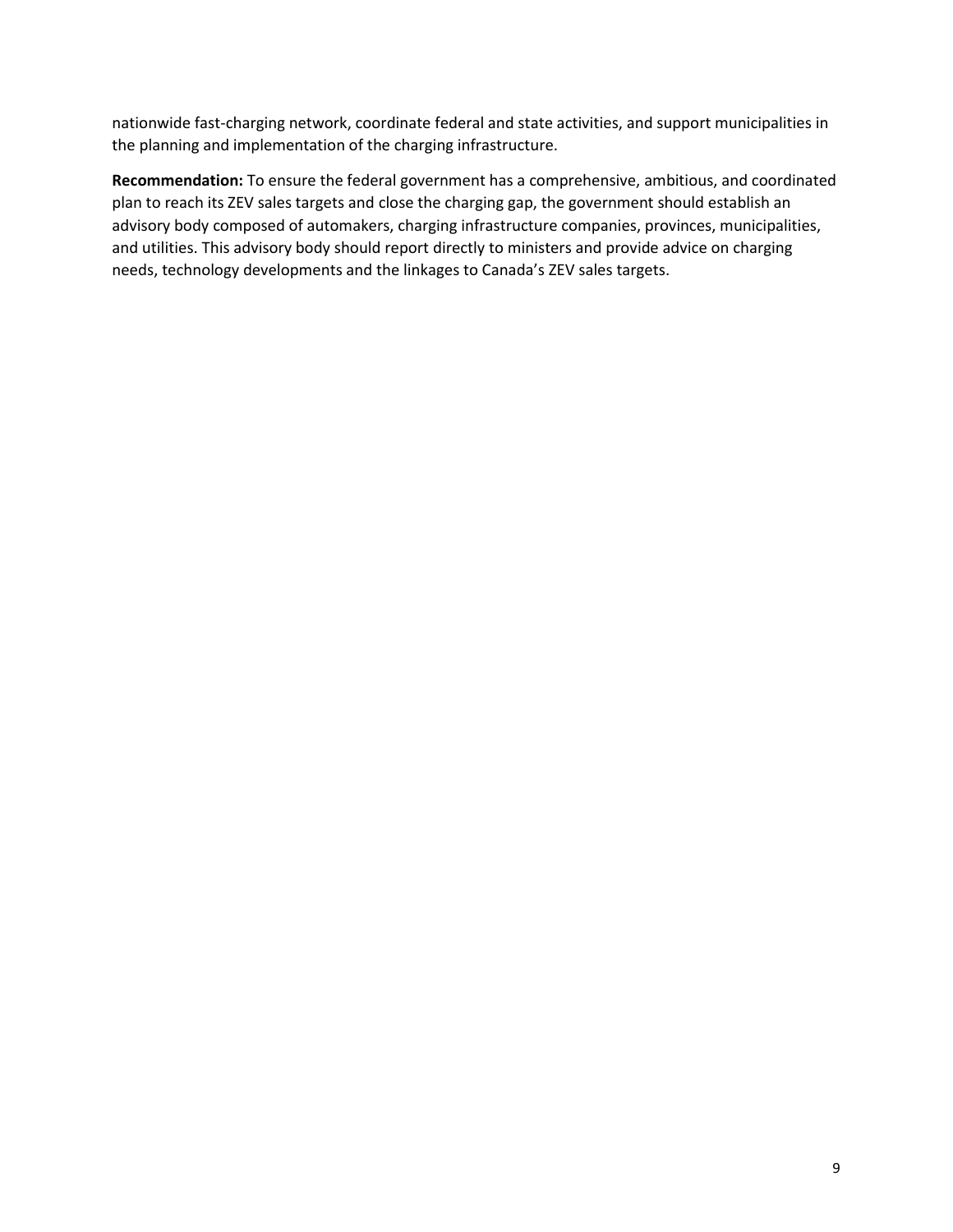nationwide fast-charging network, coordinate federal and state activities, and support municipalities in the planning and implementation of the charging infrastructure.

**Recommendation:** To ensure the federal government has a comprehensive, ambitious, and coordinated plan to reach its ZEV sales targets and close the charging gap, the government should establish an advisory body composed of automakers, charging infrastructure companies, provinces, municipalities, and utilities. This advisory body should report directly to ministers and provide advice on charging needs, technology developments and the linkages to Canada's ZEV sales targets.